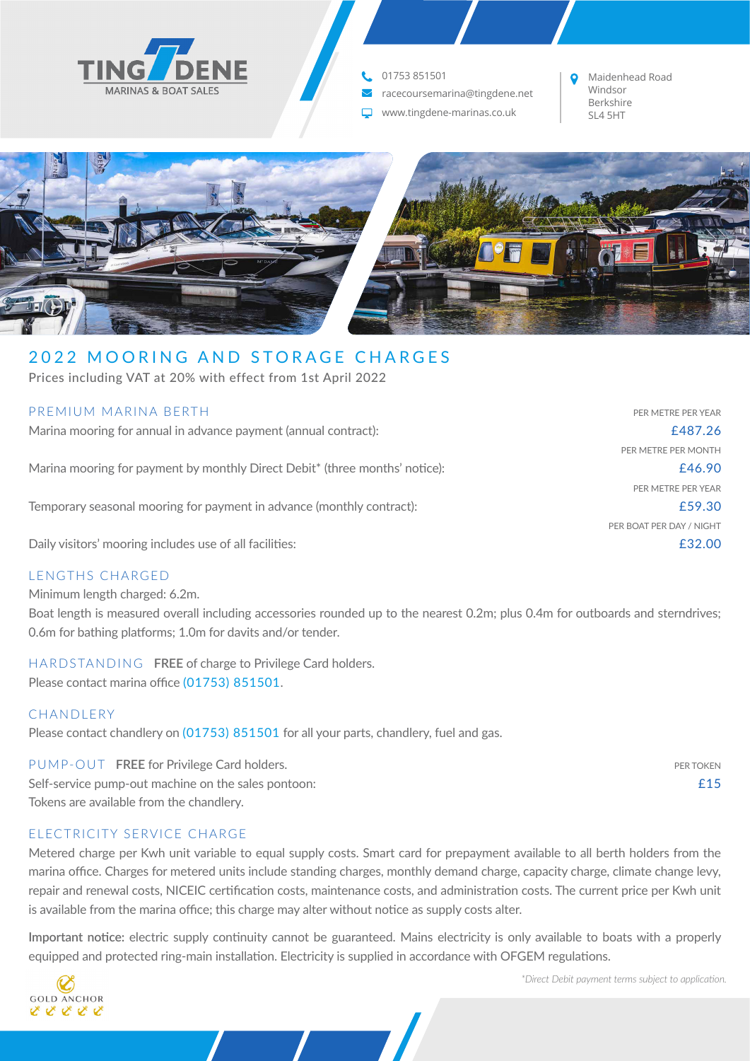TINGDENE
MARINAS & BOAT SALES

01753 851501
racecoursemarina@tingdene.net
www.tingdene-marinas.co.uk

Maidenhead Road
Windsor
Berkshire
SL4 5HT

# 2022 MOORING AND STORAGE CHARGES

Prices including VAT at 20% with effect from 1st April 2022

## PREMIUM MARINA BERTH

| | |
|---|---|
| Marina mooring for annual in advance payment (annual contract): | PER METRE PER YEAR £487.26 |
| Marina mooring for payment by monthly Direct Debit* (three months' notice): | PER METRE PER MONTH £46.90 |
| Temporary seasonal mooring for payment in advance (monthly contract): | PER METRE PER YEAR £59.30 |
| Daily visitors' mooring includes use of all facilities: | PER BOAT PER DAY / NIGHT £32.00 |

## LENGTHS CHARGED

Minimum length charged: 6.2m.

Boat length is measured overall including accessories rounded up to the nearest 0.2m; plus 0.4m for outboards and sterndrives; 0.6m for bathing platforms; 1.0m for davits and/or tender.

## HARDSTANDING

**FREE** of charge to Privilege Card holders.

Please contact marina office (01753) 851501.

## CHANDLERY

Please contact chandlery on (01753) 851501 for all your parts, chandlery, fuel and gas.

## PUMP-OUT

**FREE** for Privilege Card holders.

| | |
|---|---|
| Self-service pump-out machine on the sales pontoon: | PER TOKEN £15 |

Tokens are available from the chandlery.

## ELECTRICITY SERVICE CHARGE

Metered charge per Kwh unit variable to equal supply costs. Smart card for prepayment available to all berth holders from the marina office. Charges for metered units include standing charges, monthly demand charge, capacity charge, climate change levy, repair and renewal costs, NICEIC certification costs, maintenance costs, and administration costs. The current price per Kwh unit is available from the marina office; this charge may alter without notice as supply costs alter.

**Important notice:** electric supply continuity cannot be guaranteed. Mains electricity is only available to boats with a properly equipped and protected ring-main installation. Electricity is supplied in accordance with OFGEM regulations.

GOLD ANCHOR

*\*Direct Debit payment terms subject to application.*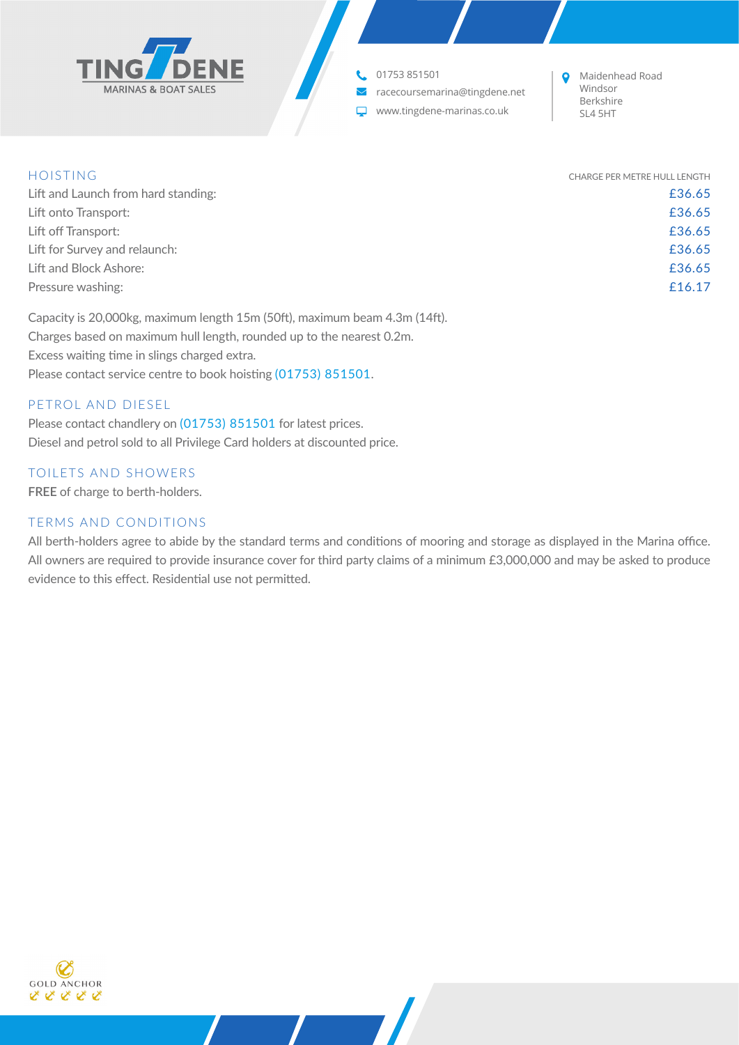TINGDENE
MARINAS & BOAT SALES

01753 851501
racecoursemarina@tingdene.net
www.tingdene-marinas.co.uk

Maidenhead Road
Windsor
Berkshire
SL4 5HT

## HOISTING

| HOISTING | CHARGE PER METRE HULL LENGTH |
|---|---|
| Lift and Launch from hard standing: | £36.65 |
| Lift onto Transport: | £36.65 |
| Lift off Transport: | £36.65 |
| Lift for Survey and relaunch: | £36.65 |
| Lift and Block Ashore: | £36.65 |
| Pressure washing: | £16.17 |

Capacity is 20,000kg, maximum length 15m (50ft), maximum beam 4.3m (14ft).
Charges based on maximum hull length, rounded up to the nearest 0.2m.
Excess waiting time in slings charged extra.
Please contact service centre to book hoisting (01753) 851501.

## PETROL AND DIESEL

Please contact chandlery on (01753) 851501 for latest prices.
Diesel and petrol sold to all Privilege Card holders at discounted price.

## TOILETS AND SHOWERS

**FREE** of charge to berth-holders.

## TERMS AND CONDITIONS

All berth-holders agree to abide by the standard terms and conditions of mooring and storage as displayed in the Marina office. All owners are required to provide insurance cover for third party claims of a minimum £3,000,000 and may be asked to produce evidence to this effect. Residential use not permitted.

GOLD ANCHOR